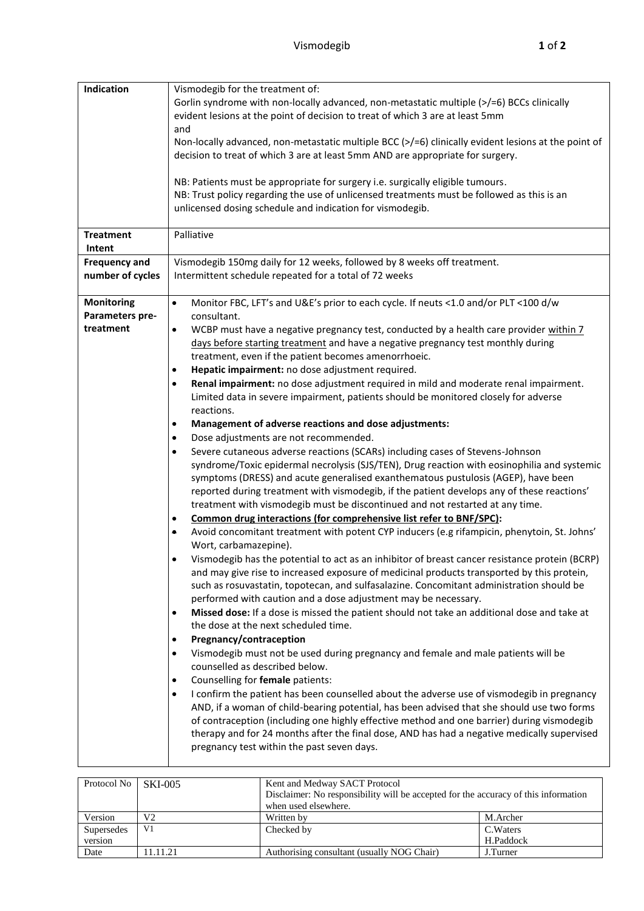# Vismodegib

| | |
|---|---|
| **Indication** | Vismodegib for the treatment of:<br>Gorlin syndrome with non-locally advanced, non-metastatic multiple (>/=6) BCCs clinically evident lesions at the point of decision to treat of which 3 are at least 5mm<br>and<br>Non-locally advanced, non-metastatic multiple BCC (>/=6) clinically evident lesions at the point of decision to treat of which 3 are at least 5mm AND are appropriate for surgery.<br><br>NB: Patients must be appropriate for surgery i.e. surgically eligible tumours.<br>NB: Trust policy regarding the use of unlicensed treatments must be followed as this is an unlicensed dosing schedule and indication for vismodegib. |
| **Treatment Intent** | Palliative |
| **Frequency and number of cycles** | Vismodegib 150mg daily for 12 weeks, followed by 8 weeks off treatment.<br>Intermittent schedule repeated for a total of 72 weeks |
| **Monitoring Parameters pre-treatment** | • Monitor FBC, LFT's and U&E's prior to each cycle. If neuts <1.0 and/or PLT <100 d/w consultant.<br>• WCBP must have a negative pregnancy test, conducted by a health care provider <u>within 7 days before starting treatment</u> and have a negative pregnancy test monthly during treatment, even if the patient becomes amenorrhoeic.<br>• **Hepatic impairment:** no dose adjustment required.<br>• **Renal impairment:** no dose adjustment required in mild and moderate renal impairment. Limited data in severe impairment, patients should be monitored closely for adverse reactions.<br>• **Management of adverse reactions and dose adjustments:**<br>• Dose adjustments are not recommended.<br>• Severe cutaneous adverse reactions (SCARs) including cases of Stevens-Johnson syndrome/Toxic epidermal necrolysis (SJS/TEN), Drug reaction with eosinophilia and systemic symptoms (DRESS) and acute generalised exanthematous pustulosis (AGEP), have been reported during treatment with vismodegib, if the patient develops any of these reactions' treatment with vismodegib must be discontinued and not restarted at any time.<br>• **<u>Common drug interactions (for comprehensive list refer to BNF/SPC)</u>:**<br>• Avoid concomitant treatment with potent CYP inducers (e.g rifampicin, phenytoin, St. Johns' Wort, carbamazepine).<br>• Vismodegib has the potential to act as an inhibitor of breast cancer resistance protein (BCRP) and may give rise to increased exposure of medicinal products transported by this protein, such as rosuvastatin, topotecan, and sulfasalazine. Concomitant administration should be performed with caution and a dose adjustment may be necessary.<br>• **Missed dose:** If a dose is missed the patient should not take an additional dose and take at the dose at the next scheduled time.<br>• **Pregnancy/contraception**<br>• Vismodegib must not be used during pregnancy and female and male patients will be counselled as described below.<br>• Counselling for **female** patients:<br>• I confirm the patient has been counselled about the adverse use of vismodegib in pregnancy AND, if a woman of child-bearing potential, has been advised that she should use two forms of contraception (including one highly effective method and one barrier) during vismodegib therapy and for 24 months after the final dose, AND has had a negative medically supervised pregnancy test within the past seven days. |

| Protocol No | SKI-005 | Kent and Medway SACT Protocol<br>Disclaimer: No responsibility will be accepted for the accuracy of this information when used elsewhere. | |
|---|---|---|---|
| Version | V2 | Written by | M.Archer |
| Supersedes version | V1 | Checked by | C.Waters<br>H.Paddock |
| Date | 11.11.21 | Authorising consultant (usually NOG Chair) | J.Turner |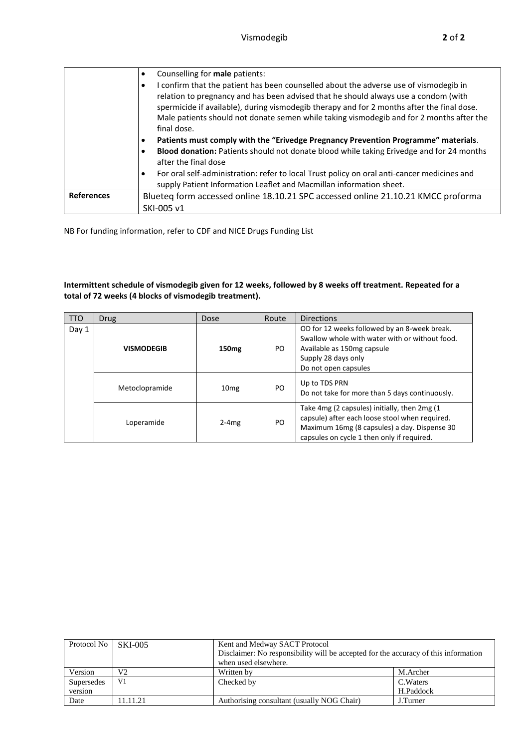| | |
|---|---|
| | • Counselling for **male** patients:<br>• I confirm that the patient has been counselled about the adverse use of vismodegib in relation to pregnancy and has been advised that he should always use a condom (with spermicide if available), during vismodegib therapy and for 2 months after the final dose. Male patients should not donate semen while taking vismodegib and for 2 months after the final dose.<br>• **Patients must comply with the "Erivedge Pregnancy Prevention Programme" materials**.<br>• **Blood donation:** Patients should not donate blood while taking Erivedge and for 24 months after the final dose<br>• For oral self-administration: refer to local Trust policy on oral anti-cancer medicines and supply Patient Information Leaflet and Macmillan information sheet. |
| **References** | Blueteq form accessed online 18.10.21 SPC accessed online 21.10.21 KMCC proforma SKI-005 v1 |

NB For funding information, refer to CDF and NICE Drugs Funding List

**Intermittent schedule of vismodegib given for 12 weeks, followed by 8 weeks off treatment. Repeated for a total of 72 weeks (4 blocks of vismodegib treatment).**

| TTO | Drug | Dose | Route | Directions |
|---|---|---|---|---|
| Day 1 | **VISMODEGIB** | **150mg** | PO | OD for 12 weeks followed by an 8-week break.<br>Swallow whole with water with or without food.<br>Available as 150mg capsule<br>Supply 28 days only<br>Do not open capsules |
| | Metoclopramide | 10mg | PO | Up to TDS PRN<br>Do not take for more than 5 days continuously. |
| | Loperamide | 2-4mg | PO | Take 4mg (2 capsules) initially, then 2mg (1 capsule) after each loose stool when required. Maximum 16mg (8 capsules) a day. Dispense 30 capsules on cycle 1 then only if required. |

| Protocol No | SKI-005 | Kent and Medway SACT Protocol<br>Disclaimer: No responsibility will be accepted for the accuracy of this information when used elsewhere. | |
|---|---|---|---|
| Version | V2 | Written by | M.Archer |
| Supersedes version | V1 | Checked by | C.Waters<br>H.Paddock |
| Date | 11.11.21 | Authorising consultant (usually NOG Chair) | J.Turner |